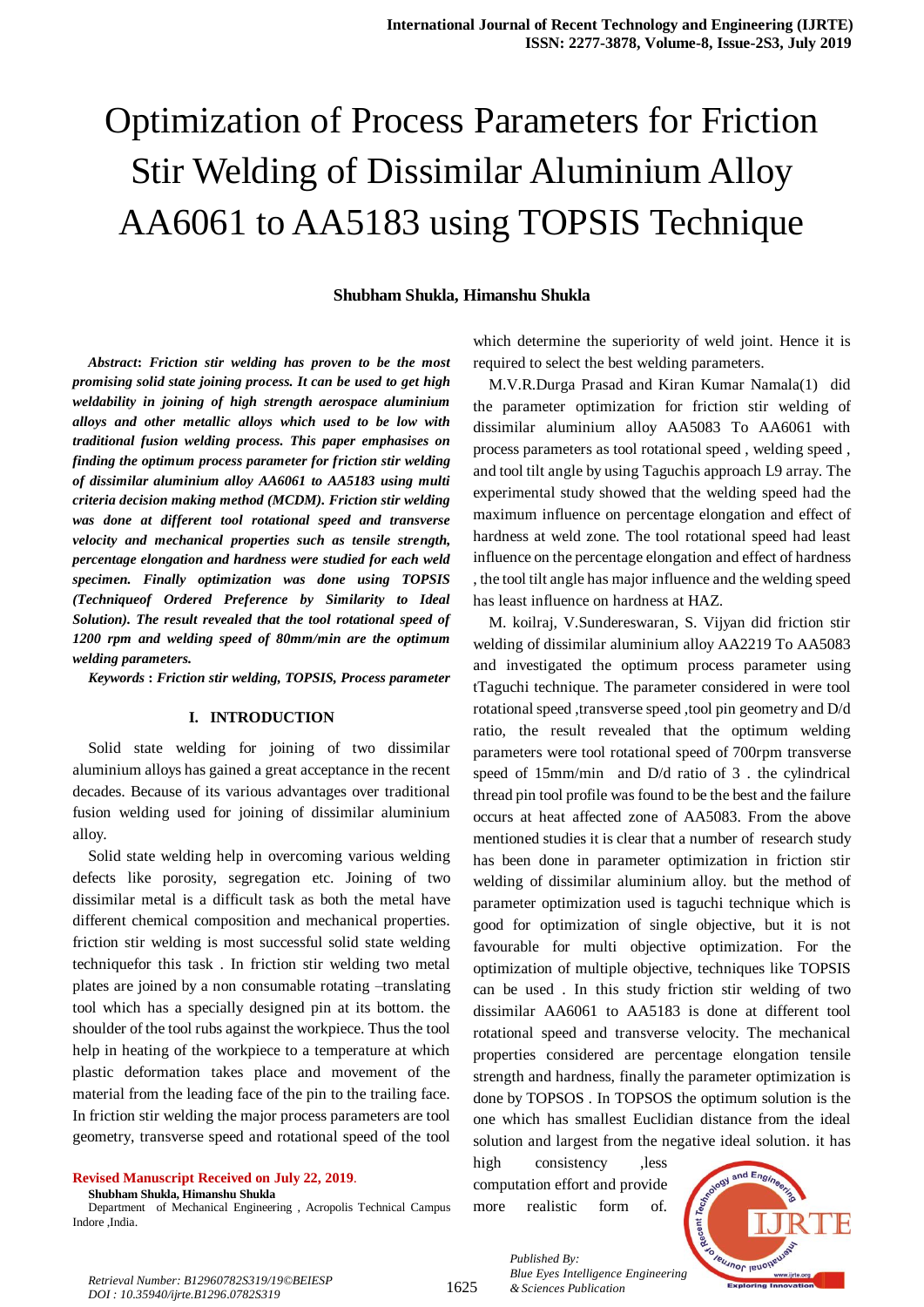# Optimization of Process Parameters for Friction Stir Welding of Dissimilar Aluminium Alloy AA6061 to AA5183 using TOPSIS Technique

**Shubham Shukla, Himanshu Shukla**

***Abstract*: *Friction stir welding has proven to be the most promising solid state joining process. It can be used to get high weldability in joining of high strength aerospace aluminium alloys and other metallic alloys which used to be low with traditional fusion welding process. This paper emphasises on finding the optimum process parameter for friction stir welding of dissimilar aluminium alloy AA6061 to AA5183 using multi criteria decision making method (MCDM). Friction stir welding was done at different tool rotational speed and transverse velocity and mechanical properties such as tensile strength, percentage elongation and hardness were studied for each weld specimen. Finally optimization was done using TOPSIS (Techniqueof Ordered Preference by Similarity to Ideal Solution). The result revealed that the tool rotational speed of 1200 rpm and welding speed of 80mm/min are the optimum welding parameters.***

***Keywords* : *Friction stir welding, TOPSIS, Process parameter***

## I. INTRODUCTION

Solid state welding for joining of two dissimilar aluminium alloys has gained a great acceptance in the recent decades. Because of its various advantages over traditional fusion welding used for joining of dissimilar aluminium alloy.

Solid state welding help in overcoming various welding defects like porosity, segregation etc. Joining of two dissimilar metal is a difficult task as both the metal have different chemical composition and mechanical properties. friction stir welding is most successful solid state welding techniquefor this task . In friction stir welding two metal plates are joined by a non consumable rotating –translating tool which has a specially designed pin at its bottom. the shoulder of the tool rubs against the workpiece. Thus the tool help in heating of the workpiece to a temperature at which plastic deformation takes place and movement of the material from the leading face of the pin to the trailing face. In friction stir welding the major process parameters are tool geometry, transverse speed and rotational speed of the tool which determine the superiority of weld joint. Hence it is required to select the best welding parameters.

M.V.R.Durga Prasad and Kiran Kumar Namala(1) did the parameter optimization for friction stir welding of dissimilar aluminium alloy AA5083 To AA6061 with process parameters as tool rotational speed , welding speed , and tool tilt angle by using Taguchis approach L9 array. The experimental study showed that the welding speed had the maximum influence on percentage elongation and effect of hardness at weld zone. The tool rotational speed had least influence on the percentage elongation and effect of hardness , the tool tilt angle has major influence and the welding speed has least influence on hardness at HAZ.

M. koilraj, V.Sundereswaran, S. Vijyan did friction stir welding of dissimilar aluminium alloy AA2219 To AA5083 and investigated the optimum process parameter using tTaguchi technique. The parameter considered in were tool rotational speed ,transverse speed ,tool pin geometry and D/d ratio, the result revealed that the optimum welding parameters were tool rotational speed of 700rpm transverse speed of 15mm/min and D/d ratio of 3 . the cylindrical thread pin tool profile was found to be the best and the failure occurs at heat affected zone of AA5083. From the above mentioned studies it is clear that a number of research study has been done in parameter optimization in friction stir welding of dissimilar aluminium alloy. but the method of parameter optimization used is taguchi technique which is good for optimization of single objective, but it is not favourable for multi objective optimization. For the optimization of multiple objective, techniques like TOPSIS can be used . In this study friction stir welding of two dissimilar AA6061 to AA5183 is done at different tool rotational speed and transverse velocity. The mechanical properties considered are percentage elongation tensile strength and hardness, finally the parameter optimization is done by TOPSOS . In TOPSOS the optimum solution is the one which has smallest Euclidian distance from the ideal solution and largest from the negative ideal solution. it has high consistency ,less computation effort and provide more realistic form of.

**Revised Manuscript Received on July 22, 2019**.

**Shubham Shukla, Himanshu Shukla**

Department of Mechanical Engineering , Acropolis Technical Campus Indore ,India.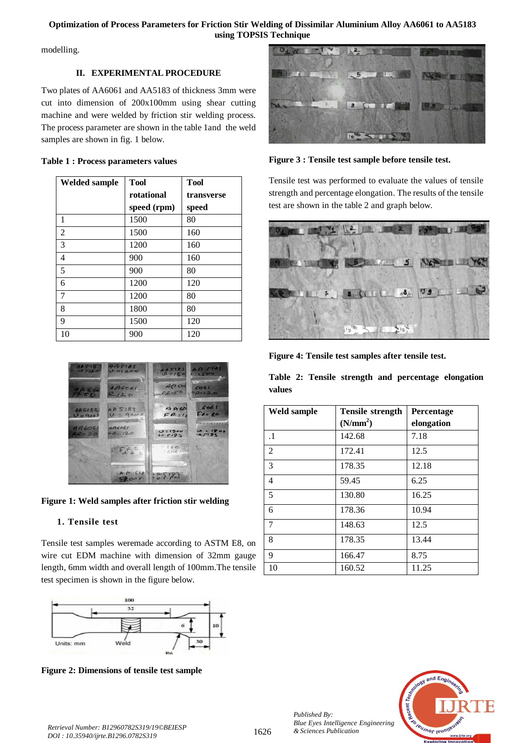modelling.

## II. EXPERIMENTAL PROCEDURE

Two plates of AA6061 and AA5183 of thickness 3mm were cut into dimension of 200x100mm using shear cutting machine and were welded by friction stir welding process. The process parameter are shown in the table 1and the weld samples are shown in fig. 1 below.

**Table 1 : Process parameters values**

| Welded sample | Tool rotational speed (rpm) | Tool transverse speed |
|---|---|---|
| 1 | 1500 | 80 |
| 2 | 1500 | 160 |
| 3 | 1200 | 160 |
| 4 | 900 | 160 |
| 5 | 900 | 80 |
| 6 | 1200 | 120 |
| 7 | 1200 | 80 |
| 8 | 1800 | 80 |
| 9 | 1500 | 120 |
| 10 | 900 | 120 |

**Figure 1: Weld samples after friction stir welding**

### 1. Tensile test

Tensile test samples weremade according to ASTM E8, on wire cut EDM machine with dimension of 32mm gauge length, 6mm width and overall length of 100mm.The tensile test specimen is shown in the figure below.

**Figure 2: Dimensions of tensile test sample**

**Figure 3 : Tensile test sample before tensile test.**

Tensile test was performed to evaluate the values of tensile strength and percentage elongation. The results of the tensile test are shown in the table 2 and graph below.

**Figure 4: Tensile test samples after tensile test.**

**Table 2: Tensile strength and percentage elongation values**

| Weld sample | Tensile strength ($N/mm^2$) | Percentage elongation |
|---|---|---|
| .1 | 142.68 | 7.18 |
| 2 | 172.41 | 12.5 |
| 3 | 178.35 | 12.18 |
| 4 | 59.45 | 6.25 |
| 5 | 130.80 | 16.25 |
| 6 | 178.36 | 10.94 |
| 7 | 148.63 | 12.5 |
| 8 | 178.35 | 13.44 |
| 9 | 166.47 | 8.75 |
| 10 | 160.52 | 11.25 |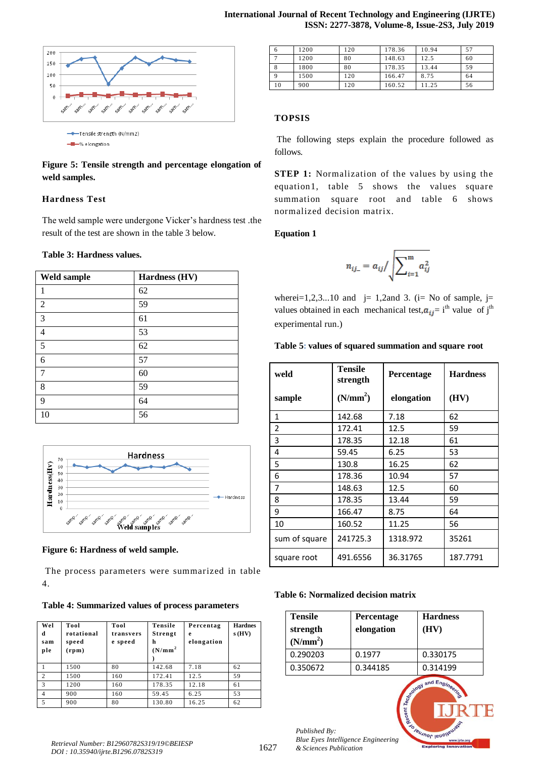Figure 5: **Tensile strength and percentage elongation of weld samples.**

### Hardness Test

The weld sample were undergone Vicker's hardness test .the result of the test are shown in the table 3 below.

**Table 3: Hardness values.**

| Weld sample | Hardness (HV) |
|---|---|
| 1 | 62 |
| 2 | 59 |
| 3 | 61 |
| 4 | 53 |
| 5 | 62 |
| 6 | 57 |
| 7 | 60 |
| 8 | 59 |
| 9 | 64 |
| 10 | 56 |

**Figure 6: Hardness of weld sample.**

The process parameters were summarized in table 4.

**Table 4: Summarized values of process parameters**

| Weld sample | Tool rotational speed (rpm) | Tool transverse speed | Tensile Strength (N/mm$^2$) | Percentage elongation | Hardness (HV) |
|---|---|---|---|---|---|
| 1 | 1500 | 80 | 142.68 | 7.18 | 62 |
| 2 | 1500 | 160 | 172.41 | 12.5 | 59 |
| 3 | 1200 | 160 | 178.35 | 12.18 | 61 |
| 4 | 900 | 160 | 59.45 | 6.25 | 53 |
| 5 | 900 | 80 | 130.80 | 16.25 | 62 |
| 6 | 1200 | 120 | 178.36 | 10.94 | 57 |
| 7 | 1200 | 80 | 148.63 | 12.5 | 60 |
| 8 | 1800 | 80 | 178.35 | 13.44 | 59 |
| 9 | 1500 | 120 | 166.47 | 8.75 | 64 |
| 10 | 900 | 120 | 160.52 | 11.25 | 56 |

### TOPSIS

The following steps explain the procedure followed as follows.

**STEP 1:** Normalization of the values by using the equation1, table 5 shows the values square summation square root and table 6 shows normalized decision matrix.

**Equation 1**

$$n_{ij\_} = a_{ij} / \sqrt{\sum_{i=1}^{m} a_{ij}^2}$$

where i=1,2,3...10 and j= 1,2and 3. (i= No of sample, j= values obtained in each mechanical test, $a_{ij}$ = i$^{th}$ value of j$^{th}$ experimental run.)

**Table 5: values of squared summation and square root**

| weld sample | Tensile strength (N/mm$^2$) | Percentage elongation | Hardness (HV) |
|---|---|---|---|
| 1 | 142.68 | 7.18 | 62 |
| 2 | 172.41 | 12.5 | 59 |
| 3 | 178.35 | 12.18 | 61 |
| 4 | 59.45 | 6.25 | 53 |
| 5 | 130.8 | 16.25 | 62 |
| 6 | 178.36 | 10.94 | 57 |
| 7 | 148.63 | 12.5 | 60 |
| 8 | 178.35 | 13.44 | 59 |
| 9 | 166.47 | 8.75 | 64 |
| 10 | 160.52 | 11.25 | 56 |
| sum of square | 241725.3 | 1318.972 | 35261 |
| square root | 491.6556 | 36.31765 | 187.7791 |

**Table 6: Normalized decision matrix**

| Tensile strength (N/mm$^2$) | Percentage elongation | Hardness (HV) |
|---|---|---|
| 0.290203 | 0.1977 | 0.330175 |
| 0.350672 | 0.344185 | 0.314199 |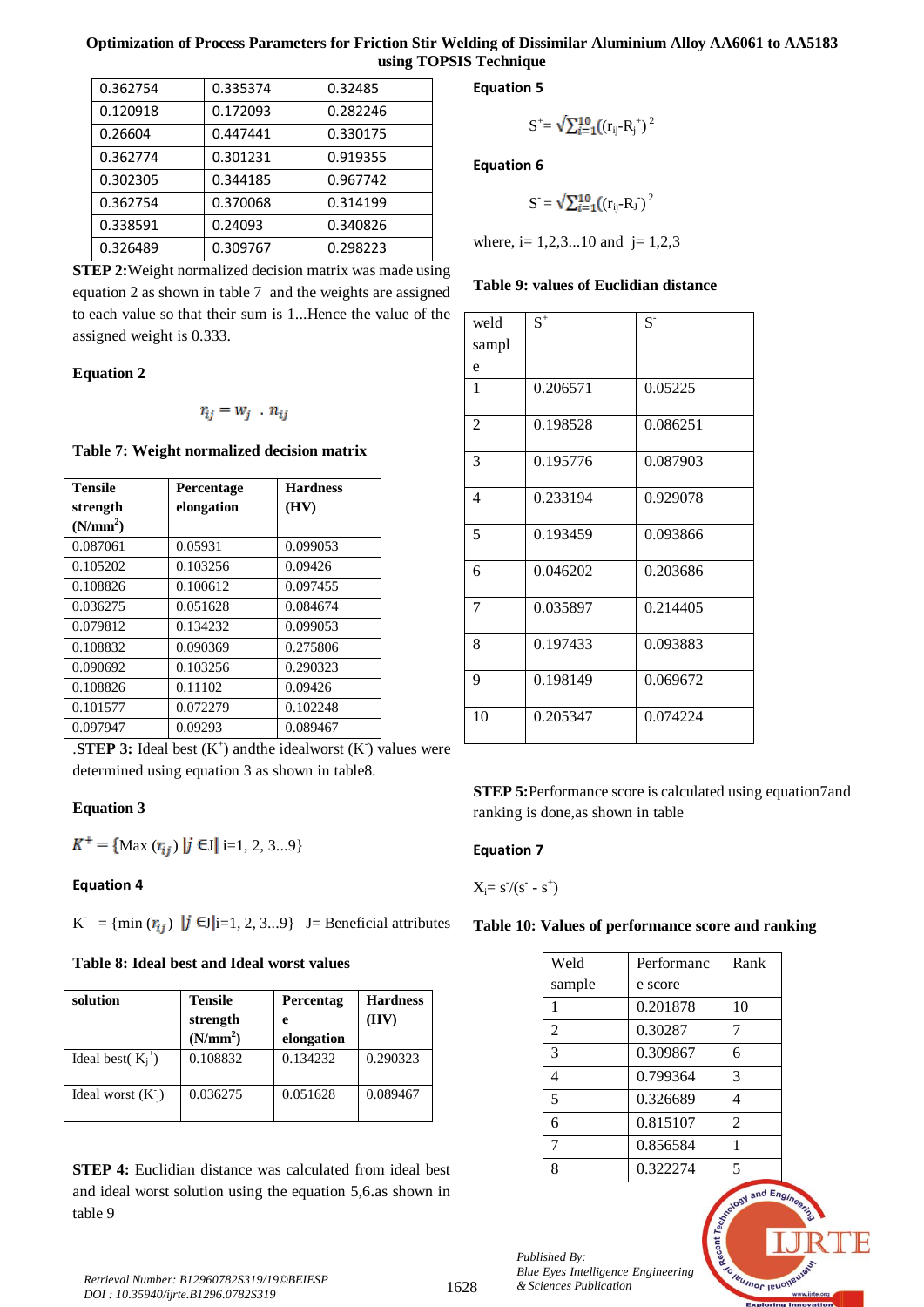| 0.362754 | 0.335374 | 0.32485 |
|---|---|---|
| 0.120918 | 0.172093 | 0.282246 |
| 0.26604 | 0.447441 | 0.330175 |
| 0.362774 | 0.301231 | 0.919355 |
| 0.302305 | 0.344185 | 0.967742 |
| 0.362754 | 0.370068 | 0.314199 |
| 0.338591 | 0.24093 | 0.340826 |
| 0.326489 | 0.309767 | 0.298223 |

**STEP 2:**Weight normalized decision matrix was made using equation 2 as shown in table 7 and the weights are assigned to each value so that their sum is 1...Hence the value of the assigned weight is 0.333.

**Equation 2**

$$r_{ij} = w_j \ . \ n_{ij}$$

**Table 7: Weight normalized decision matrix**

| Tensile strength ($N/mm^2$) | Percentage elongation | Hardness (HV) |
|---|---|---|
| 0.087061 | 0.05931 | 0.099053 |
| 0.105202 | 0.103256 | 0.09426 |
| 0.108826 | 0.100612 | 0.097455 |
| 0.036275 | 0.051628 | 0.084674 |
| 0.079812 | 0.134232 | 0.099053 |
| 0.108832 | 0.090369 | 0.275806 |
| 0.090692 | 0.103256 | 0.290323 |
| 0.108826 | 0.11102 | 0.09426 |
| 0.101577 | 0.072279 | 0.102248 |
| 0.097947 | 0.09293 | 0.089467 |

.**STEP 3:** Ideal best ($K^+$) andthe idealworst ($K^-$) values were determined using equation 3 as shown in table8.

**Equation 3**

$K^+ = \{\text{Max } (r_{ij}) \mid j \in J \mid \text{ i=1, 2, 3...9}\}$

**Equation 4**

$K^- = \{\text{min } (r_{ij}) \mid j \in J \mid \text{i=1, 2, 3...9}\}$ J= Beneficial attributes

**Table 8: Ideal best and Ideal worst values**

| solution | Tensile strength ($N/mm^2$) | Percentage elongation | Hardness (HV) |
|---|---|---|---|
| Ideal best( $K_j^+$) | 0.108832 | 0.134232 | 0.290323 |
| Ideal worst ($K_j^-$) | 0.036275 | 0.051628 | 0.089467 |

**STEP 4:** Euclidian distance was calculated from ideal best and ideal worst solution using the equation 5,6.as shown in table 9

**Equation 5**

$$S^+ = \sqrt{\sum_{i=1}^{10} (r_{ij} - R_j^+)^2}$$

**Equation 6**

$$S^- = \sqrt{\sum_{i=1}^{10} (r_{ij} - R_j^-)^2}$$

where, i= 1,2,3...10 and j= 1,2,3

**Table 9: values of Euclidian distance**

| weld sample | $S^+$ | $S^-$ |
|---|---|---|
| 1 | 0.206571 | 0.05225 |
| 2 | 0.198528 | 0.086251 |
| 3 | 0.195776 | 0.087903 |
| 4 | 0.233194 | 0.929078 |
| 5 | 0.193459 | 0.093866 |
| 6 | 0.046202 | 0.203686 |
| 7 | 0.035897 | 0.214405 |
| 8 | 0.197433 | 0.093883 |
| 9 | 0.198149 | 0.069672 |
| 10 | 0.205347 | 0.074224 |

**STEP 5:**Performance score is calculated using equation7and ranking is done,as shown in table

**Equation 7**

$X_i = s^- / (s^- - s^+)$

**Table 10: Values of performance score and ranking**

| Weld sample | Performance score | Rank |
|---|---|---|
| 1 | 0.201878 | 10 |
| 2 | 0.30287 | 7 |
| 3 | 0.309867 | 6 |
| 4 | 0.799364 | 3 |
| 5 | 0.326689 | 4 |
| 6 | 0.815107 | 2 |
| 7 | 0.856584 | 1 |
| 8 | 0.322274 | 5 |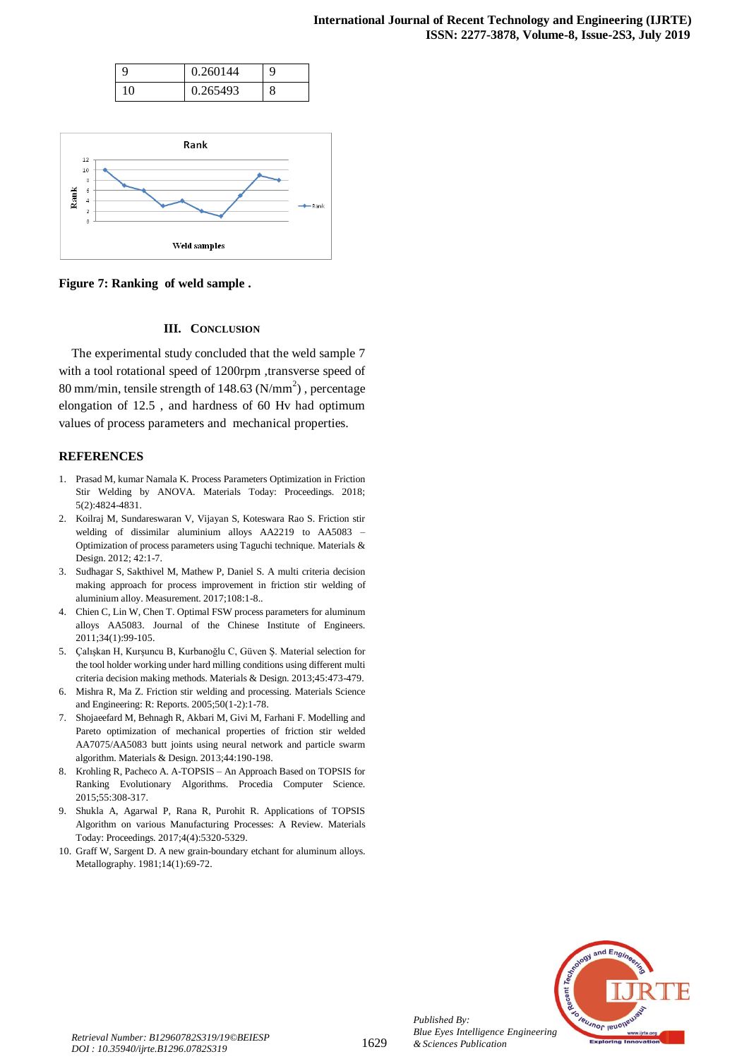| | | |
|---|---|---|
| 9 | 0.260144 | 9 |
| 10 | 0.265493 | 8 |

Rank

12
10
8
6
4
2
0

Rank

Weld samples

Rank

**Figure 7: Ranking of weld sample .**

## III. CONCLUSION

The experimental study concluded that the weld sample 7 with a tool rotational speed of 1200rpm ,transverse speed of 80 mm/min, tensile strength of 148.63 ($N/mm^2$) , percentage elongation of 12.5 , and hardness of 60 Hv had optimum values of process parameters and mechanical properties.

## REFERENCES

1. Prasad M, kumar Namala K. Process Parameters Optimization in Friction Stir Welding by ANOVA. Materials Today: Proceedings. 2018; 5(2):4824-4831.
2. Koilraj M, Sundareswaran V, Vijayan S, Koteswara Rao S. Friction stir welding of dissimilar aluminium alloys AA2219 to AA5083 – Optimization of process parameters using Taguchi technique. Materials & Design. 2012; 42:1-7.
3. Sudhagar S, Sakthivel M, Mathew P, Daniel S. A multi criteria decision making approach for process improvement in friction stir welding of aluminium alloy. Measurement. 2017;108:1-8..
4. Chien C, Lin W, Chen T. Optimal FSW process parameters for aluminum alloys AA5083. Journal of the Chinese Institute of Engineers. 2011;34(1):99-105.
5. Çalışkan H, Kurşuncu B, Kurbanoğlu C, Güven Ş. Material selection for the tool holder working under hard milling conditions using different multi criteria decision making methods. Materials & Design. 2013;45:473-479.
6. Mishra R, Ma Z. Friction stir welding and processing. Materials Science and Engineering: R: Reports. 2005;50(1-2):1-78.
7. Shojaeefard M, Behnagh R, Akbari M, Givi M, Farhani F. Modelling and Pareto optimization of mechanical properties of friction stir welded AA7075/AA5083 butt joints using neural network and particle swarm algorithm. Materials & Design. 2013;44:190-198.
8. Krohling R, Pacheco A. A-TOPSIS – An Approach Based on TOPSIS for Ranking Evolutionary Algorithms. Procedia Computer Science. 2015;55:308-317.
9. Shukla A, Agarwal P, Rana R, Purohit R. Applications of TOPSIS Algorithm on various Manufacturing Processes: A Review. Materials Today: Proceedings. 2017;4(4):5320-5329.
10. Graff W, Sargent D. A new grain-boundary etchant for aluminum alloys. Metallography. 1981;14(1):69-72.